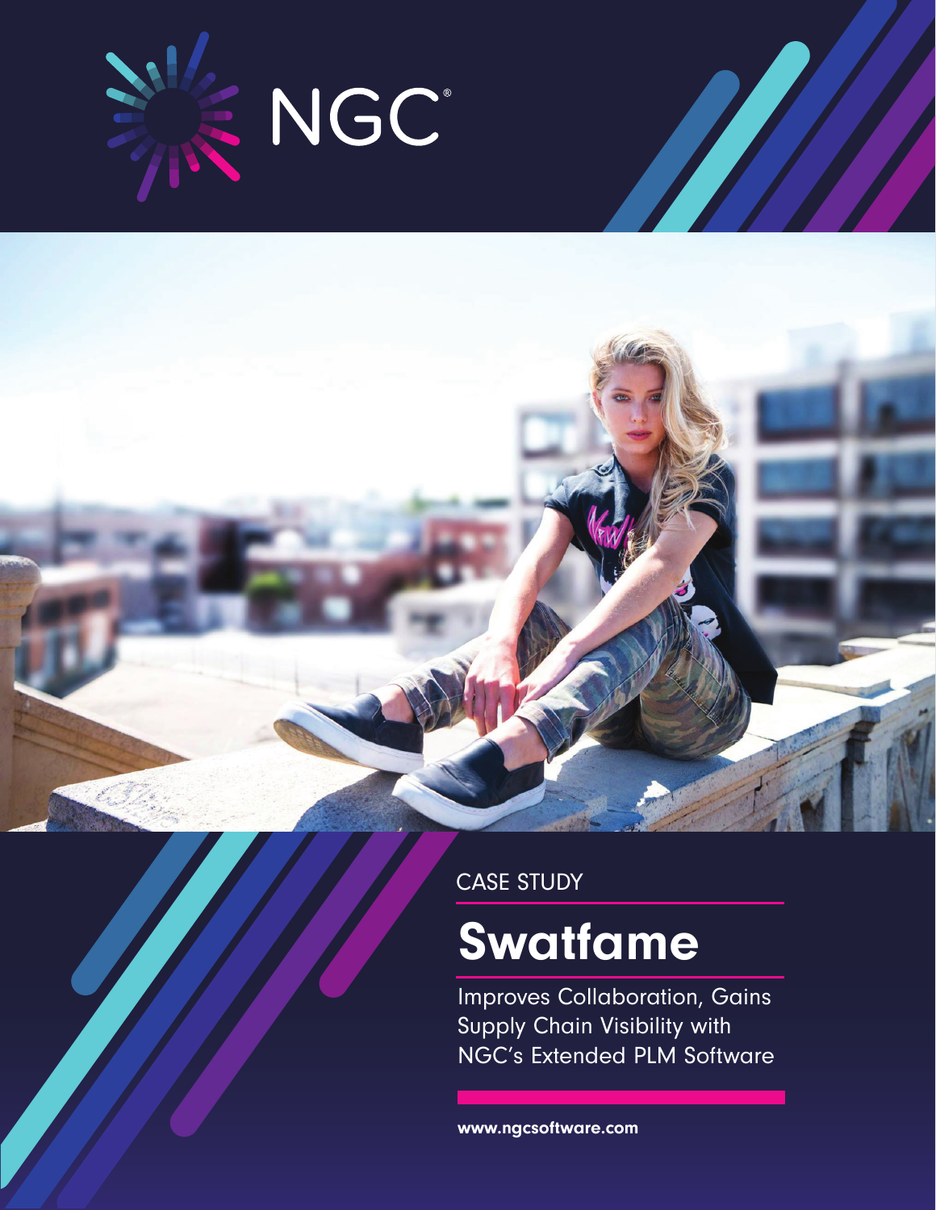NGC®

CASE STUDY

# Swatfame

Improves Collaboration, Gains Supply Chain Visibility with NGC's Extended PLM Software

**www.ngcsoftware.com**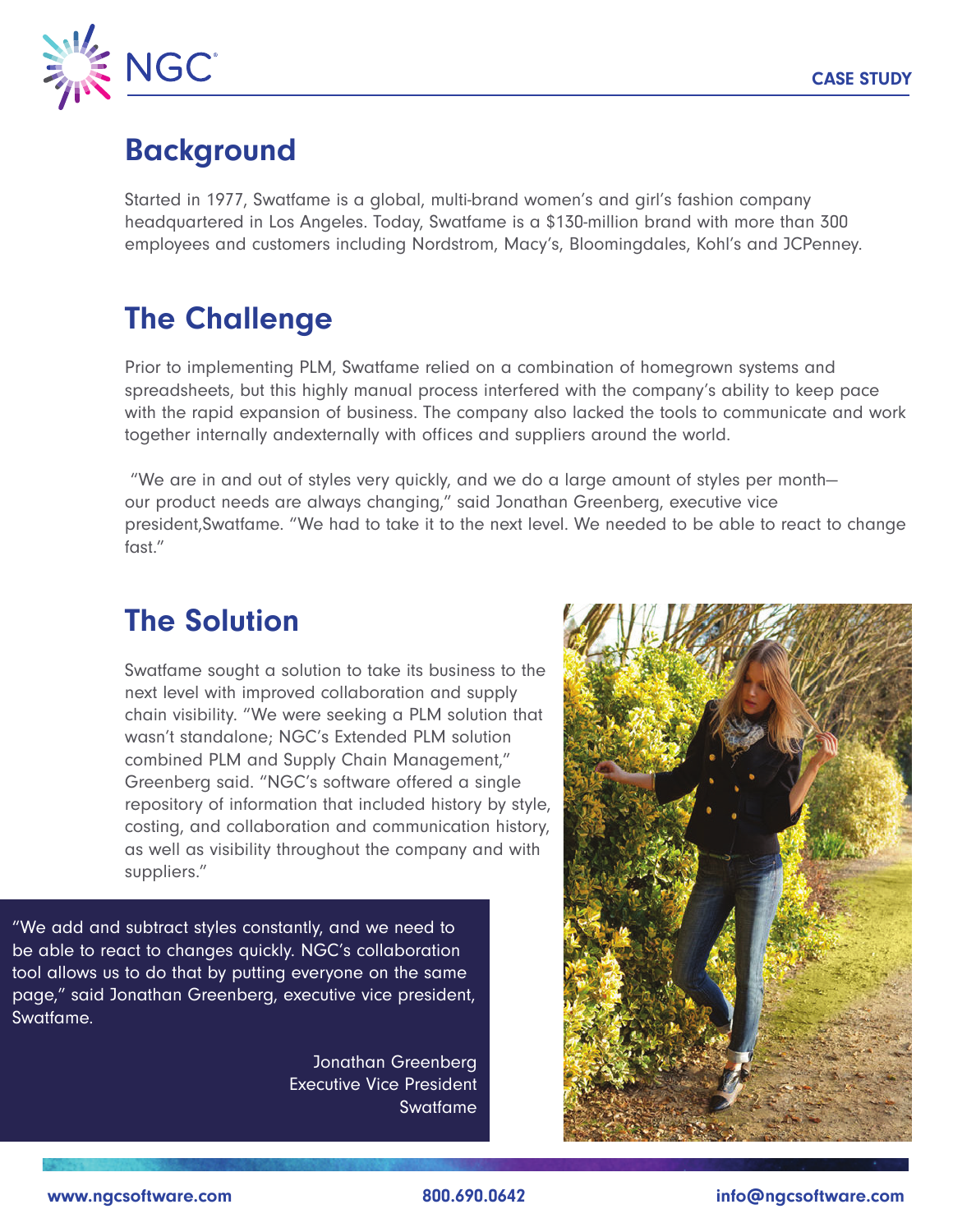## Background

Started in 1977, Swatfame is a global, multi-brand women's and girl's fashion company headquartered in Los Angeles. Today, Swatfame is a $130-million brand with more than 300 employees and customers including Nordstrom, Macy's, Bloomingdales, Kohl's and JCPenney.

## The Challenge

Prior to implementing PLM, Swatfame relied on a combination of homegrown systems and spreadsheets, but this highly manual process interfered with the company's ability to keep pace with the rapid expansion of business. The company also lacked the tools to communicate and work together internally andexternally with offices and suppliers around the world.

"We are in and out of styles very quickly, and we do a large amount of styles per month—our product needs are always changing," said Jonathan Greenberg, executive vice president,Swatfame. "We had to take it to the next level. We needed to be able to react to change fast."

## The Solution

Swatfame sought a solution to take its business to the next level with improved collaboration and supply chain visibility. "We were seeking a PLM solution that wasn't standalone; NGC's Extended PLM solution combined PLM and Supply Chain Management," Greenberg said. "NGC's software offered a single repository of information that included history by style, costing, and collaboration and communication history, as well as visibility throughout the company and with suppliers."

> "We add and subtract styles constantly, and we need to be able to react to changes quickly. NGC's collaboration tool allows us to do that by putting everyone on the same page," said Jonathan Greenberg, executive vice president, Swatfame.
>
> Jonathan Greenberg
> Executive Vice President
> Swatfame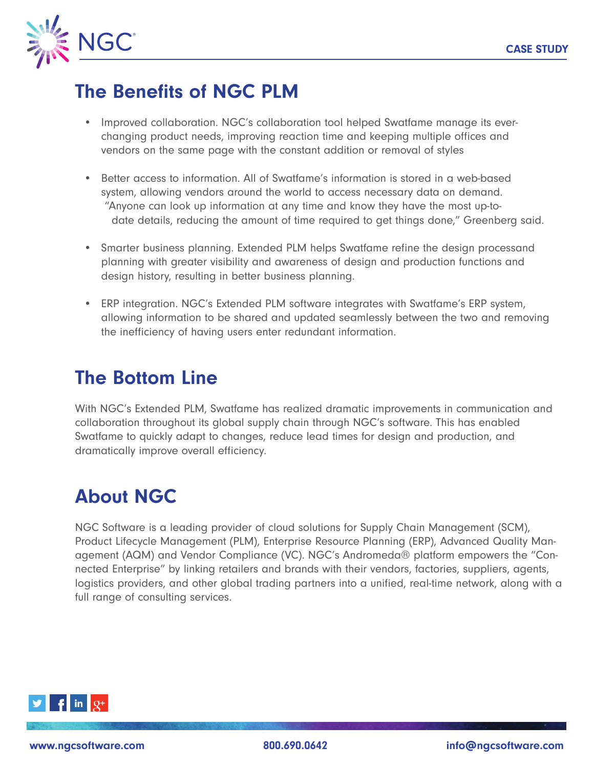## The Benefits of NGC PLM

- Improved collaboration. NGC's collaboration tool helped Swatfame manage its ever-changing product needs, improving reaction time and keeping multiple offices and vendors on the same page with the constant addition or removal of styles
- Better access to information. All of Swatfame's information is stored in a web-based system, allowing vendors around the world to access necessary data on demand. "Anyone can look up information at any time and know they have the most up-to-date details, reducing the amount of time required to get things done," Greenberg said.
- Smarter business planning. Extended PLM helps Swatfame refine the design processand planning with greater visibility and awareness of design and production functions and design history, resulting in better business planning.
- ERP integration. NGC's Extended PLM software integrates with Swatfame's ERP system, allowing information to be shared and updated seamlessly between the two and removing the inefficiency of having users enter redundant information.

## The Bottom Line

With NGC's Extended PLM, Swatfame has realized dramatic improvements in communication and collaboration throughout its global supply chain through NGC's software. This has enabled Swatfame to quickly adapt to changes, reduce lead times for design and production, and dramatically improve overall efficiency.

## About NGC

NGC Software is a leading provider of cloud solutions for Supply Chain Management (SCM), Product Lifecycle Management (PLM), Enterprise Resource Planning (ERP), Advanced Quality Management (AQM) and Vendor Compliance (VC). NGC's Andromeda® platform empowers the "Connected Enterprise" by linking retailers and brands with their vendors, factories, suppliers, agents, logistics providers, and other global trading partners into a unified, real-time network, along with a full range of consulting services.

www.ngcsoftware.com | 800.690.0642 | info@ngcsoftware.com